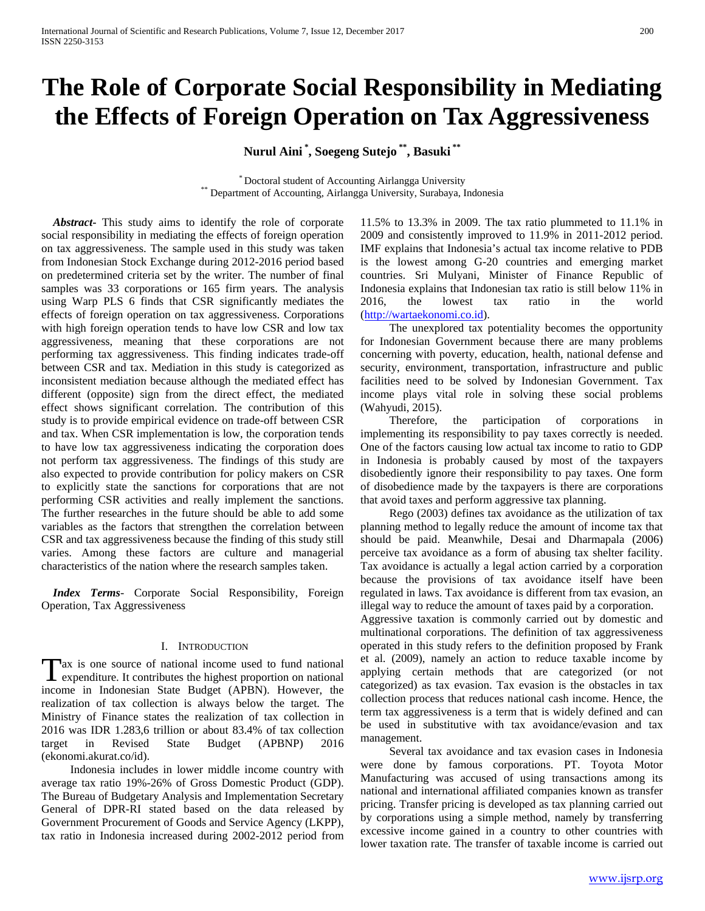# The Role of Corporate Social Responsibility in Mediating the Effects of Foreign Operation on Tax Aggressiveness

**Nurul Aini [*], Soegeng Sutejo [**], Basuki [**]**

[*] Doctoral student of Accounting Airlangga University
[**] Department of Accounting, Airlangga University, Surabaya, Indonesia

***Abstract***- This study aims to identify the role of corporate social responsibility in mediating the effects of foreign operation on tax aggressiveness. The sample used in this study was taken from Indonesian Stock Exchange during 2012-2016 period based on predetermined criteria set by the writer. The number of final samples was 33 corporations or 165 firm years. The analysis using Warp PLS 6 finds that CSR significantly mediates the effects of foreign operation on tax aggressiveness. Corporations with high foreign operation tends to have low CSR and low tax aggressiveness, meaning that these corporations are not performing tax aggressiveness. This finding indicates trade-off between CSR and tax. Mediation in this study is categorized as inconsistent mediation because although the mediated effect has different (opposite) sign from the direct effect, the mediated effect shows significant correlation. The contribution of this study is to provide empirical evidence on trade-off between CSR and tax. When CSR implementation is low, the corporation tends to have low tax aggressiveness indicating the corporation does not perform tax aggressiveness. The findings of this study are also expected to provide contribution for policy makers on CSR to explicitly state the sanctions for corporations that are not performing CSR activities and really implement the sanctions. The further researches in the future should be able to add some variables as the factors that strengthen the correlation between CSR and tax aggressiveness because the finding of this study still varies. Among these factors are culture and managerial characteristics of the nation where the research samples taken.

***Index Terms***- Corporate Social Responsibility, Foreign Operation, Tax Aggressiveness

## I. Introduction

Tax is one source of national income used to fund national expenditure. It contributes the highest proportion on national income in Indonesian State Budget (APBN). However, the realization of tax collection is always below the target. The Ministry of Finance states the realization of tax collection in 2016 was IDR 1.283,6 trillion or about 83.4% of tax collection target in Revised State Budget (APBNP) 2016 (ekonomi.akurat.co/id).

Indonesia includes in lower middle income country with average tax ratio 19%-26% of Gross Domestic Product (GDP). The Bureau of Budgetary Analysis and Implementation Secretary General of DPR-RI stated based on the data released by Government Procurement of Goods and Service Agency (LKPP), tax ratio in Indonesia increased during 2002-2012 period from 11.5% to 13.3% in 2009. The tax ratio plummeted to 11.1% in 2009 and consistently improved to 11.9% in 2011-2012 period. IMF explains that Indonesia's actual tax income relative to PDB is the lowest among G-20 countries and emerging market countries. Sri Mulyani, Minister of Finance Republic of Indonesia explains that Indonesian tax ratio is still below 11% in 2016, the lowest tax ratio in the world (http://wartaekonomi.co.id).

The unexplored tax potentiality becomes the opportunity for Indonesian Government because there are many problems concerning with poverty, education, health, national defense and security, environment, transportation, infrastructure and public facilities need to be solved by Indonesian Government. Tax income plays vital role in solving these social problems (Wahyudi, 2015).

Therefore, the participation of corporations in implementing its responsibility to pay taxes correctly is needed. One of the factors causing low actual tax income to ratio to GDP in Indonesia is probably caused by most of the taxpayers disobediently ignore their responsibility to pay taxes. One form of disobedience made by the taxpayers is there are corporations that avoid taxes and perform aggressive tax planning.

Rego (2003) defines tax avoidance as the utilization of tax planning method to legally reduce the amount of income tax that should be paid. Meanwhile, Desai and Dharmapala (2006) perceive tax avoidance as a form of abusing tax shelter facility. Tax avoidance is actually a legal action carried by a corporation because the provisions of tax avoidance itself have been regulated in laws. Tax avoidance is different from tax evasion, an illegal way to reduce the amount of taxes paid by a corporation.

Aggressive taxation is commonly carried out by domestic and multinational corporations. The definition of tax aggressiveness operated in this study refers to the definition proposed by Frank et al. (2009), namely an action to reduce taxable income by applying certain methods that are categorized (or not categorized) as tax evasion. Tax evasion is the obstacles in tax collection process that reduces national cash income. Hence, the term tax aggressiveness is a term that is widely defined and can be used in substitutive with tax avoidance/evasion and tax management.

Several tax avoidance and tax evasion cases in Indonesia were done by famous corporations. PT. Toyota Motor Manufacturing was accused of using transactions among its national and international affiliated companies known as transfer pricing. Transfer pricing is developed as tax planning carried out by corporations using a simple method, namely by transferring excessive income gained in a country to other countries with lower taxation rate. The transfer of taxable income is carried out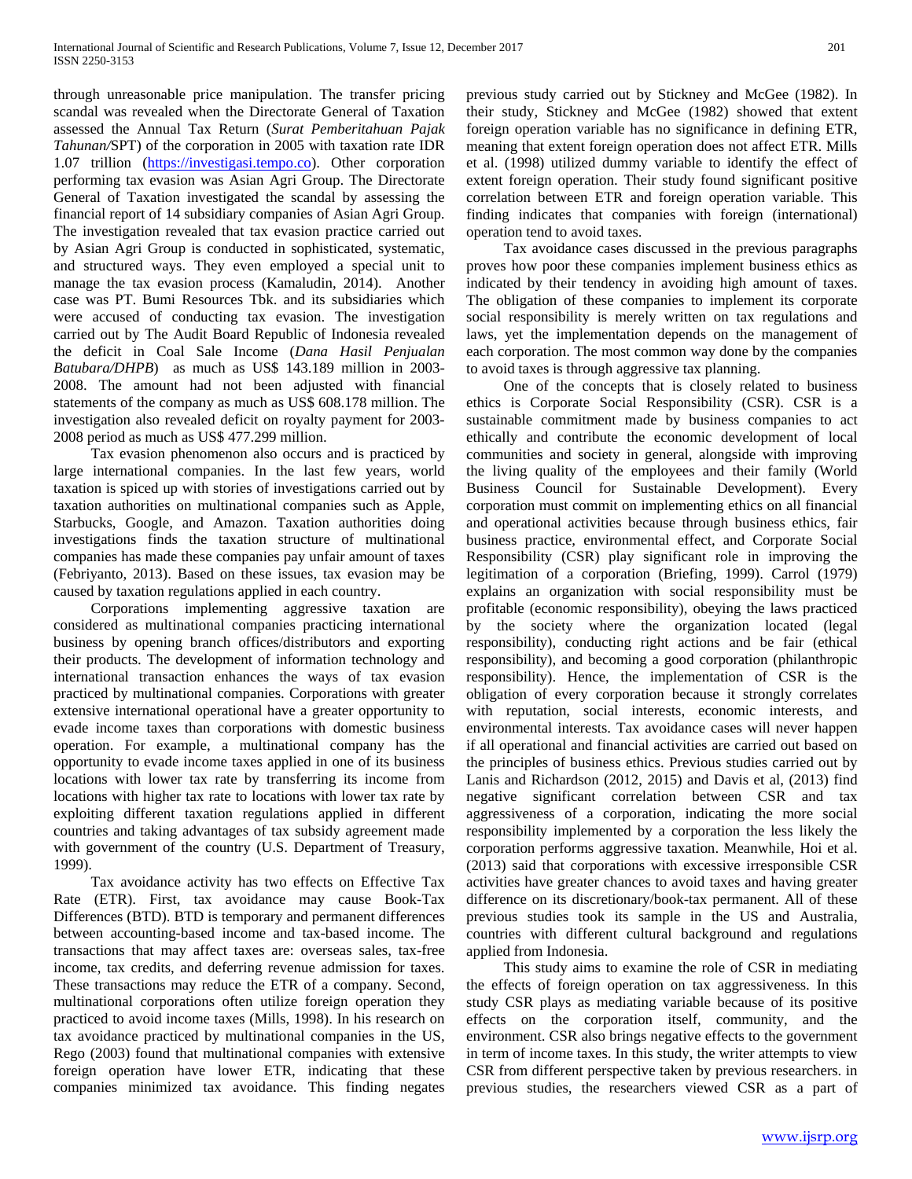through unreasonable price manipulation. The transfer pricing scandal was revealed when the Directorate General of Taxation assessed the Annual Tax Return (*Surat Pemberitahuan Pajak Tahunan/*SPT) of the corporation in 2005 with taxation rate IDR 1.07 trillion (https://investigasi.tempo.co). Other corporation performing tax evasion was Asian Agri Group. The Directorate General of Taxation investigated the scandal by assessing the financial report of 14 subsidiary companies of Asian Agri Group. The investigation revealed that tax evasion practice carried out by Asian Agri Group is conducted in sophisticated, systematic, and structured ways. They even employed a special unit to manage the tax evasion process (Kamaludin, 2014). Another case was PT. Bumi Resources Tbk. and its subsidiaries which were accused of conducting tax evasion. The investigation carried out by The Audit Board Republic of Indonesia revealed the deficit in Coal Sale Income (*Dana Hasil Penjualan Batubara/DHPB*) as much as US$ 143.189 million in 2003-2008. The amount had not been adjusted with financial statements of the company as much as US$ 608.178 million. The investigation also revealed deficit on royalty payment for 2003-2008 period as much as US$ 477.299 million.

Tax evasion phenomenon also occurs and is practiced by large international companies. In the last few years, world taxation is spiced up with stories of investigations carried out by taxation authorities on multinational companies such as Apple, Starbucks, Google, and Amazon. Taxation authorities doing investigations finds the taxation structure of multinational companies has made these companies pay unfair amount of taxes (Febriyanto, 2013). Based on these issues, tax evasion may be caused by taxation regulations applied in each country.

Corporations implementing aggressive taxation are considered as multinational companies practicing international business by opening branch offices/distributors and exporting their products. The development of information technology and international transaction enhances the ways of tax evasion practiced by multinational companies. Corporations with greater extensive international operational have a greater opportunity to evade income taxes than corporations with domestic business operation. For example, a multinational company has the opportunity to evade income taxes applied in one of its business locations with lower tax rate by transferring its income from locations with higher tax rate to locations with lower tax rate by exploiting different taxation regulations applied in different countries and taking advantages of tax subsidy agreement made with government of the country (U.S. Department of Treasury, 1999).

Tax avoidance activity has two effects on Effective Tax Rate (ETR). First, tax avoidance may cause Book-Tax Differences (BTD). BTD is temporary and permanent differences between accounting-based income and tax-based income. The transactions that may affect taxes are: overseas sales, tax-free income, tax credits, and deferring revenue admission for taxes. These transactions may reduce the ETR of a company. Second, multinational corporations often utilize foreign operation they practiced to avoid income taxes (Mills, 1998). In his research on tax avoidance practiced by multinational companies in the US, Rego (2003) found that multinational companies with extensive foreign operation have lower ETR, indicating that these companies minimized tax avoidance. This finding negates previous study carried out by Stickney and McGee (1982). In their study, Stickney and McGee (1982) showed that extent foreign operation variable has no significance in defining ETR, meaning that extent foreign operation does not affect ETR. Mills et al. (1998) utilized dummy variable to identify the effect of extent foreign operation. Their study found significant positive correlation between ETR and foreign operation variable. This finding indicates that companies with foreign (international) operation tend to avoid taxes.

Tax avoidance cases discussed in the previous paragraphs proves how poor these companies implement business ethics as indicated by their tendency in avoiding high amount of taxes. The obligation of these companies to implement its corporate social responsibility is merely written on tax regulations and laws, yet the implementation depends on the management of each corporation. The most common way done by the companies to avoid taxes is through aggressive tax planning.

One of the concepts that is closely related to business ethics is Corporate Social Responsibility (CSR). CSR is a sustainable commitment made by business companies to act ethically and contribute the economic development of local communities and society in general, alongside with improving the living quality of the employees and their family (World Business Council for Sustainable Development). Every corporation must commit on implementing ethics on all financial and operational activities because through business ethics, fair business practice, environmental effect, and Corporate Social Responsibility (CSR) play significant role in improving the legitimation of a corporation (Briefing, 1999). Carrol (1979) explains an organization with social responsibility must be profitable (economic responsibility), obeying the laws practiced by the society where the organization located (legal responsibility), conducting right actions and be fair (ethical responsibility), and becoming a good corporation (philanthropic responsibility). Hence, the implementation of CSR is the obligation of every corporation because it strongly correlates with reputation, social interests, economic interests, and environmental interests. Tax avoidance cases will never happen if all operational and financial activities are carried out based on the principles of business ethics. Previous studies carried out by Lanis and Richardson (2012, 2015) and Davis et al, (2013) find negative significant correlation between CSR and tax aggressiveness of a corporation, indicating the more social responsibility implemented by a corporation the less likely the corporation performs aggressive taxation. Meanwhile, Hoi et al. (2013) said that corporations with excessive irresponsible CSR activities have greater chances to avoid taxes and having greater difference on its discretionary/book-tax permanent. All of these previous studies took its sample in the US and Australia, countries with different cultural background and regulations applied from Indonesia.

This study aims to examine the role of CSR in mediating the effects of foreign operation on tax aggressiveness. In this study CSR plays as mediating variable because of its positive effects on the corporation itself, community, and the environment. CSR also brings negative effects to the government in term of income taxes. In this study, the writer attempts to view CSR from different perspective taken by previous researchers. in previous studies, the researchers viewed CSR as a part of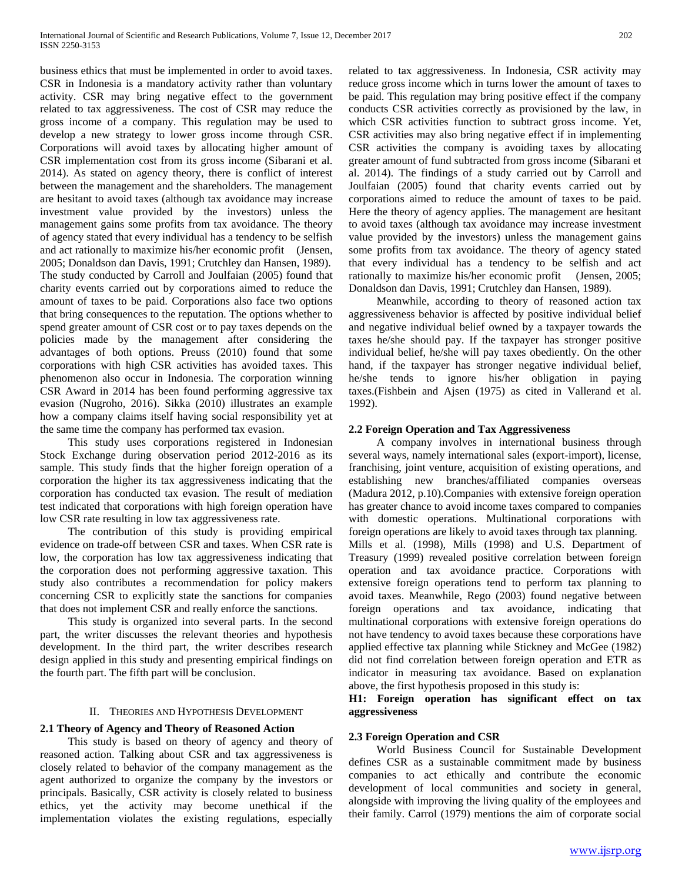business ethics that must be implemented in order to avoid taxes. CSR in Indonesia is a mandatory activity rather than voluntary activity. CSR may bring negative effect to the government related to tax aggressiveness. The cost of CSR may reduce the gross income of a company. This regulation may be used to develop a new strategy to lower gross income through CSR. Corporations will avoid taxes by allocating higher amount of CSR implementation cost from its gross income (Sibarani et al. 2014). As stated on agency theory, there is conflict of interest between the management and the shareholders. The management are hesitant to avoid taxes (although tax avoidance may increase investment value provided by the investors) unless the management gains some profits from tax avoidance. The theory of agency stated that every individual has a tendency to be selfish and act rationally to maximize his/her economic profit (Jensen, 2005; Donaldson dan Davis, 1991; Crutchley dan Hansen, 1989). The study conducted by Carroll and Joulfaian (2005) found that charity events carried out by corporations aimed to reduce the amount of taxes to be paid. Corporations also face two options that bring consequences to the reputation. The options whether to spend greater amount of CSR cost or to pay taxes depends on the policies made by the management after considering the advantages of both options. Preuss (2010) found that some corporations with high CSR activities has avoided taxes. This phenomenon also occur in Indonesia. The corporation winning CSR Award in 2014 has been found performing aggressive tax evasion (Nugroho, 2016). Sikka (2010) illustrates an example how a company claims itself having social responsibility yet at the same time the company has performed tax evasion.

This study uses corporations registered in Indonesian Stock Exchange during observation period 2012-2016 as its sample. This study finds that the higher foreign operation of a corporation the higher its tax aggressiveness indicating that the corporation has conducted tax evasion. The result of mediation test indicated that corporations with high foreign operation have low CSR rate resulting in low tax aggressiveness rate.

The contribution of this study is providing empirical evidence on trade-off between CSR and taxes. When CSR rate is low, the corporation has low tax aggressiveness indicating that the corporation does not performing aggressive taxation. This study also contributes a recommendation for policy makers concerning CSR to explicitly state the sanctions for companies that does not implement CSR and really enforce the sanctions.

This study is organized into several parts. In the second part, the writer discusses the relevant theories and hypothesis development. In the third part, the writer describes research design applied in this study and presenting empirical findings on the fourth part. The fifth part will be conclusion.

## II. Theories and Hypothesis Development

### 2.1 Theory of Agency and Theory of Reasoned Action

This study is based on theory of agency and theory of reasoned action. Talking about CSR and tax aggressiveness is closely related to behavior of the company management as the agent authorized to organize the company by the investors or principals. Basically, CSR activity is closely related to business ethics, yet the activity may become unethical if the implementation violates the existing regulations, especially related to tax aggressiveness. In Indonesia, CSR activity may reduce gross income which in turns lower the amount of taxes to be paid. This regulation may bring positive effect if the company conducts CSR activities correctly as provisioned by the law, in which CSR activities function to subtract gross income. Yet, CSR activities may also bring negative effect if in implementing CSR activities the company is avoiding taxes by allocating greater amount of fund subtracted from gross income (Sibarani et al. 2014). The findings of a study carried out by Carroll and Joulfaian (2005) found that charity events carried out by corporations aimed to reduce the amount of taxes to be paid. Here the theory of agency applies. The management are hesitant to avoid taxes (although tax avoidance may increase investment value provided by the investors) unless the management gains some profits from tax avoidance. The theory of agency stated that every individual has a tendency to be selfish and act rationally to maximize his/her economic profit (Jensen, 2005; Donaldson dan Davis, 1991; Crutchley dan Hansen, 1989).

Meanwhile, according to theory of reasoned action tax aggressiveness behavior is affected by positive individual belief and negative individual belief owned by a taxpayer towards the taxes he/she should pay. If the taxpayer has stronger positive individual belief, he/she will pay taxes obediently. On the other hand, if the taxpayer has stronger negative individual belief, he/she tends to ignore his/her obligation in paying taxes.(Fishbein and Ajsen (1975) as cited in Vallerand et al. 1992).

### 2.2 Foreign Operation and Tax Aggressiveness

A company involves in international business through several ways, namely international sales (export-import), license, franchising, joint venture, acquisition of existing operations, and establishing new branches/affiliated companies overseas (Madura 2012, p.10).Companies with extensive foreign operation has greater chance to avoid income taxes compared to companies with domestic operations. Multinational corporations with foreign operations are likely to avoid taxes through tax planning. Mills et al. (1998), Mills (1998) and U.S. Department of Treasury (1999) revealed positive correlation between foreign operation and tax avoidance practice. Corporations with extensive foreign operations tend to perform tax planning to avoid taxes. Meanwhile, Rego (2003) found negative between foreign operations and tax avoidance, indicating that multinational corporations with extensive foreign operations do not have tendency to avoid taxes because these corporations have applied effective tax planning while Stickney and McGee (1982) did not find correlation between foreign operation and ETR as indicator in measuring tax avoidance. Based on explanation above, the first hypothesis proposed in this study is:

**H1: Foreign operation has significant effect on tax aggressiveness**

### 2.3 Foreign Operation and CSR

World Business Council for Sustainable Development defines CSR as a sustainable commitment made by business companies to act ethically and contribute the economic development of local communities and society in general, alongside with improving the living quality of the employees and their family. Carrol (1979) mentions the aim of corporate social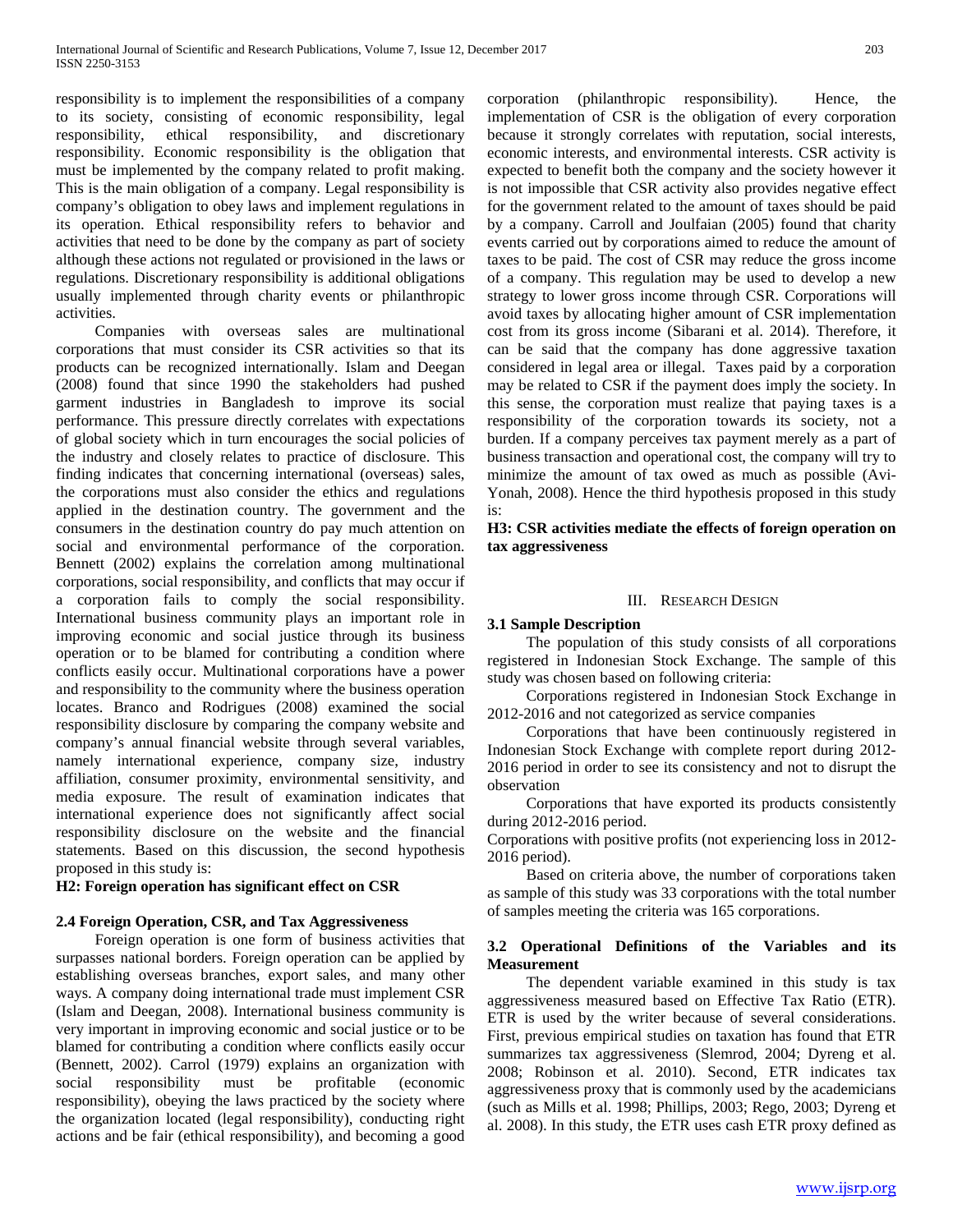responsibility is to implement the responsibilities of a company to its society, consisting of economic responsibility, legal responsibility, ethical responsibility, and discretionary responsibility. Economic responsibility is the obligation that must be implemented by the company related to profit making. This is the main obligation of a company. Legal responsibility is company's obligation to obey laws and implement regulations in its operation. Ethical responsibility refers to behavior and activities that need to be done by the company as part of society although these actions not regulated or provisioned in the laws or regulations. Discretionary responsibility is additional obligations usually implemented through charity events or philanthropic activities.

Companies with overseas sales are multinational corporations that must consider its CSR activities so that its products can be recognized internationally. Islam and Deegan (2008) found that since 1990 the stakeholders had pushed garment industries in Bangladesh to improve its social performance. This pressure directly correlates with expectations of global society which in turn encourages the social policies of the industry and closely relates to practice of disclosure. This finding indicates that concerning international (overseas) sales, the corporations must also consider the ethics and regulations applied in the destination country. The government and the consumers in the destination country do pay much attention on social and environmental performance of the corporation. Bennett (2002) explains the correlation among multinational corporations, social responsibility, and conflicts that may occur if a corporation fails to comply the social responsibility. International business community plays an important role in improving economic and social justice through its business operation or to be blamed for contributing a condition where conflicts easily occur. Multinational corporations have a power and responsibility to the community where the business operation locates. Branco and Rodrigues (2008) examined the social responsibility disclosure by comparing the company website and company's annual financial website through several variables, namely international experience, company size, industry affiliation, consumer proximity, environmental sensitivity, and media exposure. The result of examination indicates that international experience does not significantly affect social responsibility disclosure on the website and the financial statements. Based on this discussion, the second hypothesis proposed in this study is:

**H2: Foreign operation has significant effect on CSR**

### 2.4 Foreign Operation, CSR, and Tax Aggressiveness

Foreign operation is one form of business activities that surpasses national borders. Foreign operation can be applied by establishing overseas branches, export sales, and many other ways. A company doing international trade must implement CSR (Islam and Deegan, 2008). International business community is very important in improving economic and social justice or to be blamed for contributing a condition where conflicts easily occur (Bennett, 2002). Carrol (1979) explains an organization with social responsibility must be profitable (economic responsibility), obeying the laws practiced by the society where the organization located (legal responsibility), conducting right actions and be fair (ethical responsibility), and becoming a good corporation (philanthropic responsibility). Hence, the implementation of CSR is the obligation of every corporation because it strongly correlates with reputation, social interests, economic interests, and environmental interests. CSR activity is expected to benefit both the company and the society however it is not impossible that CSR activity also provides negative effect for the government related to the amount of taxes should be paid by a company. Carroll and Joulfaian (2005) found that charity events carried out by corporations aimed to reduce the amount of taxes to be paid. The cost of CSR may reduce the gross income of a company. This regulation may be used to develop a new strategy to lower gross income through CSR. Corporations will avoid taxes by allocating higher amount of CSR implementation cost from its gross income (Sibarani et al. 2014). Therefore, it can be said that the company has done aggressive taxation considered in legal area or illegal. Taxes paid by a corporation may be related to CSR if the payment does imply the society. In this sense, the corporation must realize that paying taxes is a responsibility of the corporation towards its society, not a burden. If a company perceives tax payment merely as a part of business transaction and operational cost, the company will try to minimize the amount of tax owed as much as possible (Avi-Yonah, 2008). Hence the third hypothesis proposed in this study is:

**H3: CSR activities mediate the effects of foreign operation on tax aggressiveness**

## III. Research Design

### 3.1 Sample Description

The population of this study consists of all corporations registered in Indonesian Stock Exchange. The sample of this study was chosen based on following criteria:

Corporations registered in Indonesian Stock Exchange in 2012-2016 and not categorized as service companies

Corporations that have been continuously registered in Indonesian Stock Exchange with complete report during 2012-2016 period in order to see its consistency and not to disrupt the observation

Corporations that have exported its products consistently during 2012-2016 period.

Corporations with positive profits (not experiencing loss in 2012-2016 period).

Based on criteria above, the number of corporations taken as sample of this study was 33 corporations with the total number of samples meeting the criteria was 165 corporations.

### 3.2 Operational Definitions of the Variables and its Measurement

The dependent variable examined in this study is tax aggressiveness measured based on Effective Tax Ratio (ETR). ETR is used by the writer because of several considerations. First, previous empirical studies on taxation has found that ETR summarizes tax aggressiveness (Slemrod, 2004; Dyreng et al. 2008; Robinson et al. 2010). Second, ETR indicates tax aggressiveness proxy that is commonly used by the academicians (such as Mills et al. 1998; Phillips, 2003; Rego, 2003; Dyreng et al. 2008). In this study, the ETR uses cash ETR proxy defined as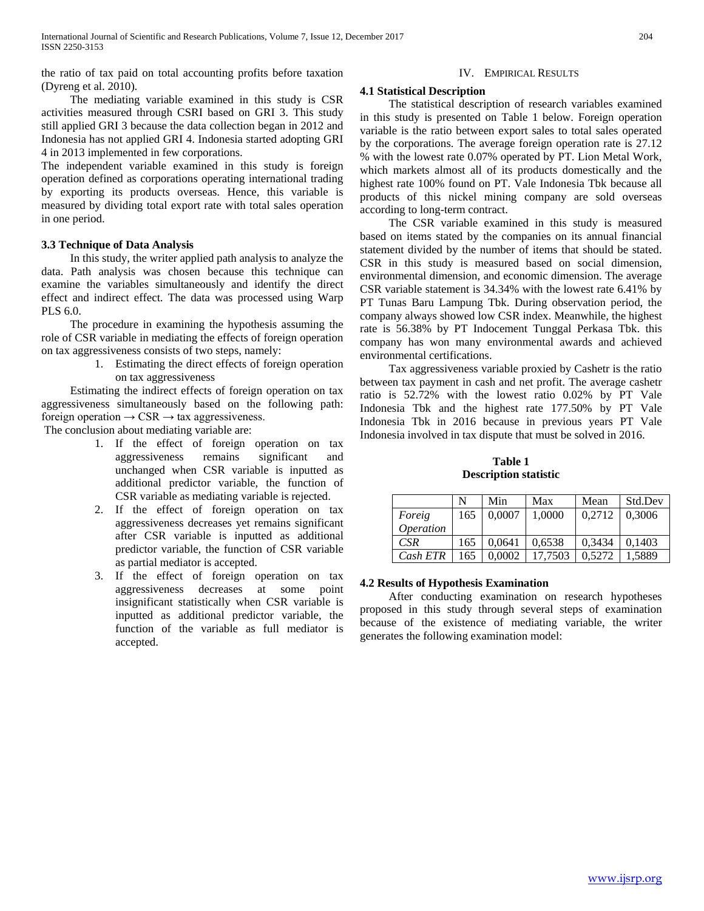the ratio of tax paid on total accounting profits before taxation (Dyreng et al. 2010).

The mediating variable examined in this study is CSR activities measured through CSRI based on GRI 3. This study still applied GRI 3 because the data collection began in 2012 and Indonesia has not applied GRI 4. Indonesia started adopting GRI 4 in 2013 implemented in few corporations.

The independent variable examined in this study is foreign operation defined as corporations operating international trading by exporting its products overseas. Hence, this variable is measured by dividing total export rate with total sales operation in one period.

### 3.3 Technique of Data Analysis

In this study, the writer applied path analysis to analyze the data. Path analysis was chosen because this technique can examine the variables simultaneously and identify the direct effect and indirect effect. The data was processed using Warp PLS 6.0.

The procedure in examining the hypothesis assuming the role of CSR variable in mediating the effects of foreign operation on tax aggressiveness consists of two steps, namely:

1. Estimating the direct effects of foreign operation on tax aggressiveness

Estimating the indirect effects of foreign operation on tax aggressiveness simultaneously based on the following path: foreign operation → CSR → tax aggressiveness.

The conclusion about mediating variable are:

1. If the effect of foreign operation on tax aggressiveness remains significant and unchanged when CSR variable is inputted as additional predictor variable, the function of CSR variable as mediating variable is rejected.
2. If the effect of foreign operation on tax aggressiveness decreases yet remains significant after CSR variable is inputted as additional predictor variable, the function of CSR variable as partial mediator is accepted.
3. If the effect of foreign operation on tax aggressiveness decreases at some point insignificant statistically when CSR variable is inputted as additional predictor variable, the function of the variable as full mediator is accepted.

## IV. Empirical Results

### 4.1 Statistical Description

The statistical description of research variables examined in this study is presented on Table 1 below. Foreign operation variable is the ratio between export sales to total sales operated by the corporations. The average foreign operation rate is 27.12 % with the lowest rate 0.07% operated by PT. Lion Metal Work, which markets almost all of its products domestically and the highest rate 100% found on PT. Vale Indonesia Tbk because all products of this nickel mining company are sold overseas according to long-term contract.

The CSR variable examined in this study is measured based on items stated by the companies on its annual financial statement divided by the number of items that should be stated. CSR in this study is measured based on social dimension, environmental dimension, and economic dimension. The average CSR variable statement is 34.34% with the lowest rate 6.41% by PT Tunas Baru Lampung Tbk. During observation period, the company always showed low CSR index. Meanwhile, the highest rate is 56.38% by PT Indocement Tunggal Perkasa Tbk. this company has won many environmental awards and achieved environmental certifications.

Tax aggressiveness variable proxied by Cashetr is the ratio between tax payment in cash and net profit. The average cashetr ratio is 52.72% with the lowest ratio 0.02% by PT Vale Indonesia Tbk and the highest rate 177.50% by PT Vale Indonesia Tbk in 2016 because in previous years PT Vale Indonesia involved in tax dispute that must be solved in 2016.

**Table 1**
**Description statistic**

| | N | Min | Max | Mean | Std.Dev |
|---|---|---|---|---|---|
| *Foreig Operation* | 165 | 0,0007 | 1,0000 | 0,2712 | 0,3006 |
| *CSR* | 165 | 0,0641 | 0,6538 | 0,3434 | 0,1403 |
| *Cash ETR* | 165 | 0,0002 | 17,7503 | 0,5272 | 1,5889 |

### 4.2 Results of Hypothesis Examination

After conducting examination on research hypotheses proposed in this study through several steps of examination because of the existence of mediating variable, the writer generates the following examination model: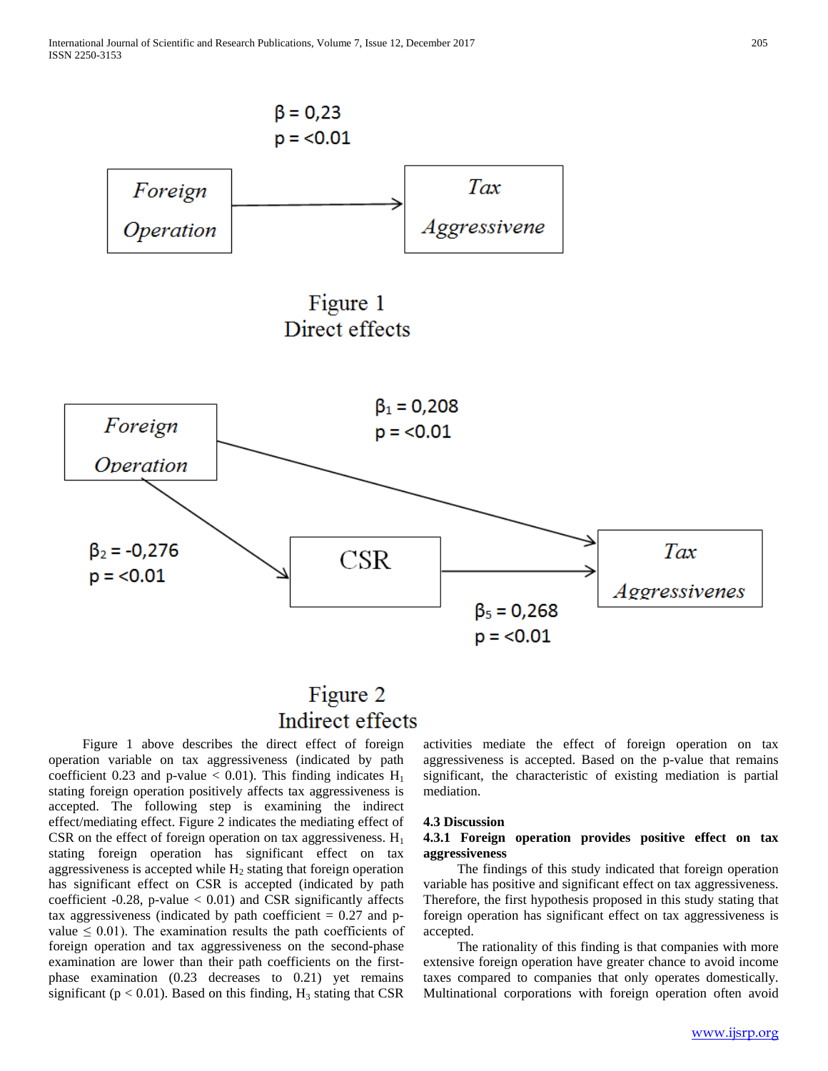β = 0,23
p = <0.01

Foreign Operation → Tax Aggressivene

Figure 1
Direct effects

Foreign Operation → Tax Aggressivenes: $\beta_1$ = 0,208, p = <0.01

Foreign Operation → CSR: $\beta_2$ = -0,276, p = <0.01

CSR → Tax Aggressivenes: $\beta_5$ = 0,268, p = <0.01

Figure 2
Indirect effects

Figure 1 above describes the direct effect of foreign operation variable on tax aggressiveness (indicated by path coefficient 0.23 and p-value < 0.01). This finding indicates $H_1$ stating foreign operation positively affects tax aggressiveness is accepted. The following step is examining the indirect effect/mediating effect. Figure 2 indicates the mediating effect of CSR on the effect of foreign operation on tax aggressiveness. $H_1$ stating foreign operation has significant effect on tax aggressiveness is accepted while $H_2$ stating that foreign operation has significant effect on CSR is accepted (indicated by path coefficient -0.28, p-value < 0.01) and CSR significantly affects tax aggressiveness (indicated by path coefficient = 0.27 and p-value ≤ 0.01). The examination results the path coefficients of foreign operation and tax aggressiveness on the second-phase examination are lower than their path coefficients on the first-phase examination (0.23 decreases to 0.21) yet remains significant (p < 0.01). Based on this finding, $H_3$ stating that CSR activities mediate the effect of foreign operation on tax aggressiveness is accepted. Based on the p-value that remains significant, the characteristic of existing mediation is partial mediation.

### 4.3 Discussion

#### 4.3.1 Foreign operation provides positive effect on tax aggressiveness

The findings of this study indicated that foreign operation variable has positive and significant effect on tax aggressiveness. Therefore, the first hypothesis proposed in this study stating that foreign operation has significant effect on tax aggressiveness is accepted.

The rationality of this finding is that companies with more extensive foreign operation have greater chance to avoid income taxes compared to companies that only operates domestically. Multinational corporations with foreign operation often avoid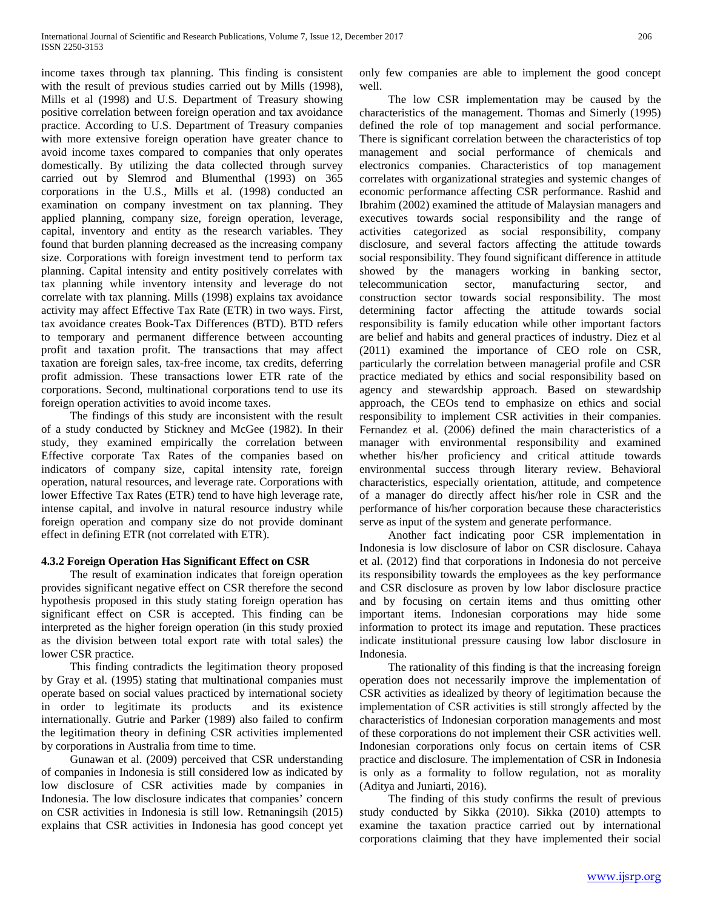income taxes through tax planning. This finding is consistent with the result of previous studies carried out by Mills (1998), Mills et al (1998) and U.S. Department of Treasury showing positive correlation between foreign operation and tax avoidance practice. According to U.S. Department of Treasury companies with more extensive foreign operation have greater chance to avoid income taxes compared to companies that only operates domestically. By utilizing the data collected through survey carried out by Slemrod and Blumenthal (1993) on 365 corporations in the U.S., Mills et al. (1998) conducted an examination on company investment on tax planning. They applied planning, company size, foreign operation, leverage, capital, inventory and entity as the research variables. They found that burden planning decreased as the increasing company size. Corporations with foreign investment tend to perform tax planning. Capital intensity and entity positively correlates with tax planning while inventory intensity and leverage do not correlate with tax planning. Mills (1998) explains tax avoidance activity may affect Effective Tax Rate (ETR) in two ways. First, tax avoidance creates Book-Tax Differences (BTD). BTD refers to temporary and permanent difference between accounting profit and taxation profit. The transactions that may affect taxation are foreign sales, tax-free income, tax credits, deferring profit admission. These transactions lower ETR rate of the corporations. Second, multinational corporations tend to use its foreign operation activities to avoid income taxes.

The findings of this study are inconsistent with the result of a study conducted by Stickney and McGee (1982). In their study, they examined empirically the correlation between Effective corporate Tax Rates of the companies based on indicators of company size, capital intensity rate, foreign operation, natural resources, and leverage rate. Corporations with lower Effective Tax Rates (ETR) tend to have high leverage rate, intense capital, and involve in natural resource industry while foreign operation and company size do not provide dominant effect in defining ETR (not correlated with ETR).

#### 4.3.2 Foreign Operation Has Significant Effect on CSR

The result of examination indicates that foreign operation provides significant negative effect on CSR therefore the second hypothesis proposed in this study stating foreign operation has significant effect on CSR is accepted. This finding can be interpreted as the higher foreign operation (in this study proxied as the division between total export rate with total sales) the lower CSR practice.

This finding contradicts the legitimation theory proposed by Gray et al. (1995) stating that multinational companies must operate based on social values practiced by international society in order to legitimate its products and its existence internationally. Gutrie and Parker (1989) also failed to confirm the legitimation theory in defining CSR activities implemented by corporations in Australia from time to time.

Gunawan et al. (2009) perceived that CSR understanding of companies in Indonesia is still considered low as indicated by low disclosure of CSR activities made by companies in Indonesia. The low disclosure indicates that companies' concern on CSR activities in Indonesia is still low. Retnaningsih (2015) explains that CSR activities in Indonesia has good concept yet only few companies are able to implement the good concept well.

The low CSR implementation may be caused by the characteristics of the management. Thomas and Simerly (1995) defined the role of top management and social performance. There is significant correlation between the characteristics of top management and social performance of chemicals and electronics companies. Characteristics of top management correlates with organizational strategies and systemic changes of economic performance affecting CSR performance. Rashid and Ibrahim (2002) examined the attitude of Malaysian managers and executives towards social responsibility and the range of activities categorized as social responsibility, company disclosure, and several factors affecting the attitude towards social responsibility. They found significant difference in attitude showed by the managers working in banking sector, telecommunication sector, manufacturing sector, and construction sector towards social responsibility. The most determining factor affecting the attitude towards social responsibility is family education while other important factors are belief and habits and general practices of industry. Diez et al (2011) examined the importance of CEO role on CSR, particularly the correlation between managerial profile and CSR practice mediated by ethics and social responsibility based on agency and stewardship approach. Based on stewardship approach, the CEOs tend to emphasize on ethics and social responsibility to implement CSR activities in their companies. Fernandez et al. (2006) defined the main characteristics of a manager with environmental responsibility and examined whether his/her proficiency and critical attitude towards environmental success through literary review. Behavioral characteristics, especially orientation, attitude, and competence of a manager do directly affect his/her role in CSR and the performance of his/her corporation because these characteristics serve as input of the system and generate performance.

Another fact indicating poor CSR implementation in Indonesia is low disclosure of labor on CSR disclosure. Cahaya et al. (2012) find that corporations in Indonesia do not perceive its responsibility towards the employees as the key performance and CSR disclosure as proven by low labor disclosure practice and by focusing on certain items and thus omitting other important items. Indonesian corporations may hide some information to protect its image and reputation. These practices indicate institutional pressure causing low labor disclosure in Indonesia.

The rationality of this finding is that the increasing foreign operation does not necessarily improve the implementation of CSR activities as idealized by theory of legitimation because the implementation of CSR activities is still strongly affected by the characteristics of Indonesian corporation managements and most of these corporations do not implement their CSR activities well. Indonesian corporations only focus on certain items of CSR practice and disclosure. The implementation of CSR in Indonesia is only as a formality to follow regulation, not as morality (Aditya and Juniarti, 2016).

The finding of this study confirms the result of previous study conducted by Sikka (2010). Sikka (2010) attempts to examine the taxation practice carried out by international corporations claiming that they have implemented their social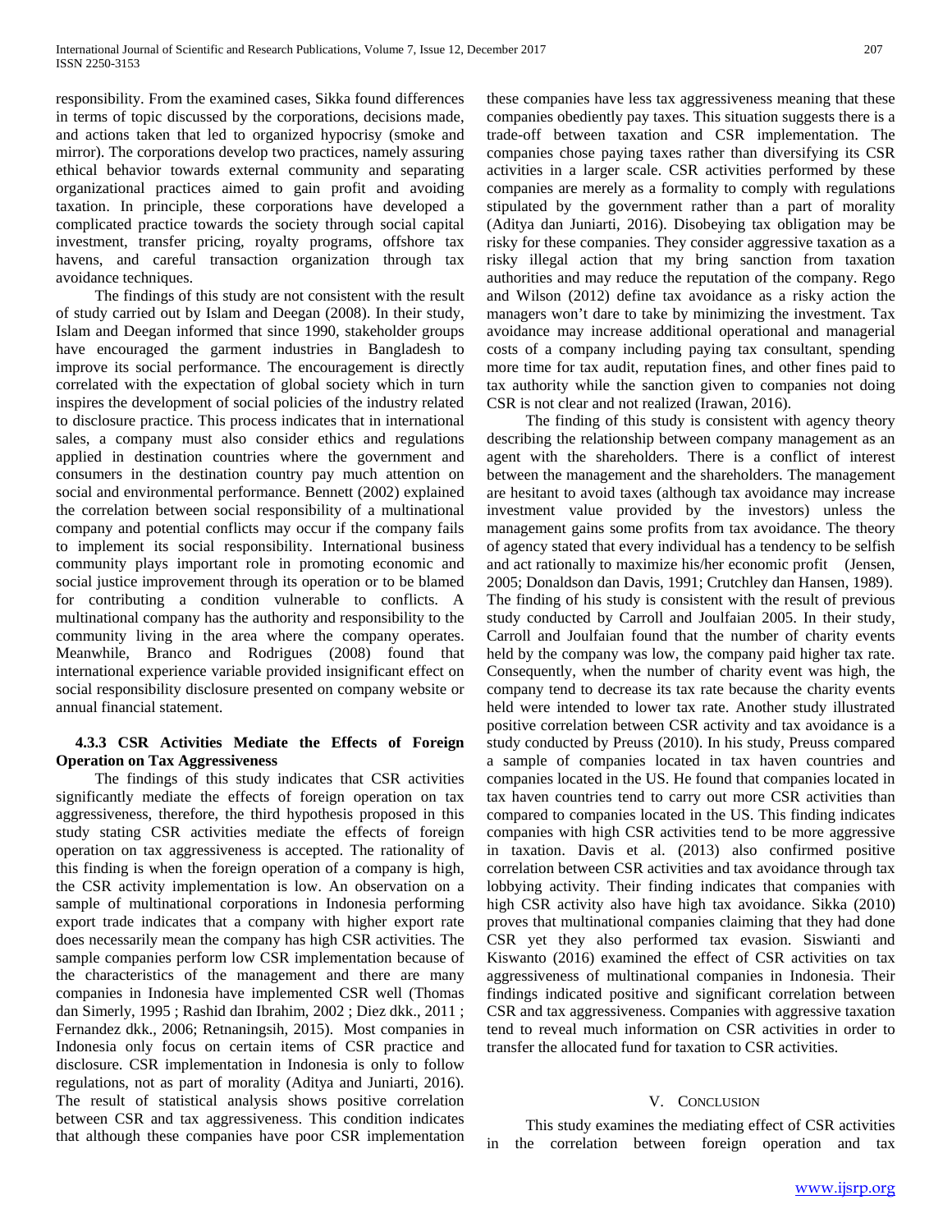responsibility. From the examined cases, Sikka found differences in terms of topic discussed by the corporations, decisions made, and actions taken that led to organized hypocrisy (smoke and mirror). The corporations develop two practices, namely assuring ethical behavior towards external community and separating organizational practices aimed to gain profit and avoiding taxation. In principle, these corporations have developed a complicated practice towards the society through social capital investment, transfer pricing, royalty programs, offshore tax havens, and careful transaction organization through tax avoidance techniques.

The findings of this study are not consistent with the result of study carried out by Islam and Deegan (2008). In their study, Islam and Deegan informed that since 1990, stakeholder groups have encouraged the garment industries in Bangladesh to improve its social performance. The encouragement is directly correlated with the expectation of global society which in turn inspires the development of social policies of the industry related to disclosure practice. This process indicates that in international sales, a company must also consider ethics and regulations applied in destination countries where the government and consumers in the destination country pay much attention on social and environmental performance. Bennett (2002) explained the correlation between social responsibility of a multinational company and potential conflicts may occur if the company fails to implement its social responsibility. International business community plays important role in promoting economic and social justice improvement through its operation or to be blamed for contributing a condition vulnerable to conflicts. A multinational company has the authority and responsibility to the community living in the area where the company operates. Meanwhile, Branco and Rodrigues (2008) found that international experience variable provided insignificant effect on social responsibility disclosure presented on company website or annual financial statement.

### 4.3.3 CSR Activities Mediate the Effects of Foreign Operation on Tax Aggressiveness

The findings of this study indicates that CSR activities significantly mediate the effects of foreign operation on tax aggressiveness, therefore, the third hypothesis proposed in this study stating CSR activities mediate the effects of foreign operation on tax aggressiveness is accepted. The rationality of this finding is when the foreign operation of a company is high, the CSR activity implementation is low. An observation on a sample of multinational corporations in Indonesia performing export trade indicates that a company with higher export rate does necessarily mean the company has high CSR activities. The sample companies perform low CSR implementation because of the characteristics of the management and there are many companies in Indonesia have implemented CSR well (Thomas dan Simerly, 1995 ; Rashid dan Ibrahim, 2002 ; Diez dkk., 2011 ; Fernandez dkk., 2006; Retnaningsih, 2015). Most companies in Indonesia only focus on certain items of CSR practice and disclosure. CSR implementation in Indonesia is only to follow regulations, not as part of morality (Aditya and Juniarti, 2016). The result of statistical analysis shows positive correlation between CSR and tax aggressiveness. This condition indicates that although these companies have poor CSR implementation these companies have less tax aggressiveness meaning that these companies obediently pay taxes. This situation suggests there is a trade-off between taxation and CSR implementation. The companies chose paying taxes rather than diversifying its CSR activities in a larger scale. CSR activities performed by these companies are merely as a formality to comply with regulations stipulated by the government rather than a part of morality (Aditya dan Juniarti, 2016). Disobeying tax obligation may be risky for these companies. They consider aggressive taxation as a risky illegal action that my bring sanction from taxation authorities and may reduce the reputation of the company. Rego and Wilson (2012) define tax avoidance as a risky action the managers won't dare to take by minimizing the investment. Tax avoidance may increase additional operational and managerial costs of a company including paying tax consultant, spending more time for tax audit, reputation fines, and other fines paid to tax authority while the sanction given to companies not doing CSR is not clear and not realized (Irawan, 2016).

The finding of this study is consistent with agency theory describing the relationship between company management as an agent with the shareholders. There is a conflict of interest between the management and the shareholders. The management are hesitant to avoid taxes (although tax avoidance may increase investment value provided by the investors) unless the management gains some profits from tax avoidance. The theory of agency stated that every individual has a tendency to be selfish and act rationally to maximize his/her economic profit (Jensen, 2005; Donaldson dan Davis, 1991; Crutchley dan Hansen, 1989). The finding of his study is consistent with the result of previous study conducted by Carroll and Joulfaian 2005. In their study, Carroll and Joulfaian found that the number of charity events held by the company was low, the company paid higher tax rate. Consequently, when the number of charity event was high, the company tend to decrease its tax rate because the charity events held were intended to lower tax rate. Another study illustrated positive correlation between CSR activity and tax avoidance is a study conducted by Preuss (2010). In his study, Preuss compared a sample of companies located in tax haven countries and companies located in the US. He found that companies located in tax haven countries tend to carry out more CSR activities than compared to companies located in the US. This finding indicates companies with high CSR activities tend to be more aggressive in taxation. Davis et al. (2013) also confirmed positive correlation between CSR activities and tax avoidance through tax lobbying activity. Their finding indicates that companies with high CSR activity also have high tax avoidance. Sikka (2010) proves that multinational companies claiming that they had done CSR yet they also performed tax evasion. Siswianti and Kiswanto (2016) examined the effect of CSR activities on tax aggressiveness of multinational companies in Indonesia. Their findings indicated positive and significant correlation between CSR and tax aggressiveness. Companies with aggressive taxation tend to reveal much information on CSR activities in order to transfer the allocated fund for taxation to CSR activities.

## V. Conclusion

This study examines the mediating effect of CSR activities in the correlation between foreign operation and tax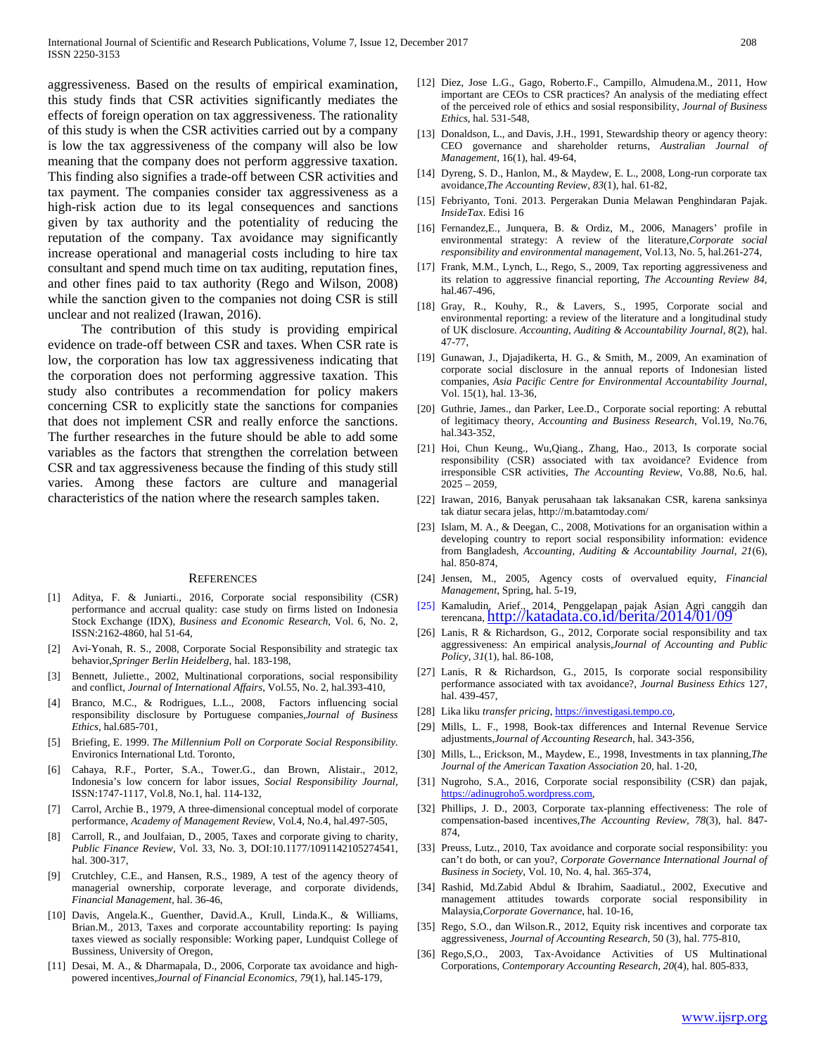aggressiveness. Based on the results of empirical examination, this study finds that CSR activities significantly mediates the effects of foreign operation on tax aggressiveness. The rationality of this study is when the CSR activities carried out by a company is low the tax aggressiveness of the company will also be low meaning that the company does not perform aggressive taxation. This finding also signifies a trade-off between CSR activities and tax payment. The companies consider tax aggressiveness as a high-risk action due to its legal consequences and sanctions given by tax authority and the potentiality of reducing the reputation of the company. Tax avoidance may significantly increase operational and managerial costs including to hire tax consultant and spend much time on tax auditing, reputation fines, and other fines paid to tax authority (Rego and Wilson, 2008) while the sanction given to the companies not doing CSR is still unclear and not realized (Irawan, 2016).

The contribution of this study is providing empirical evidence on trade-off between CSR and taxes. When CSR rate is low, the corporation has low tax aggressiveness indicating that the corporation does not performing aggressive taxation. This study also contributes a recommendation for policy makers concerning CSR to explicitly state the sanctions for companies that does not implement CSR and really enforce the sanctions. The further researches in the future should be able to add some variables as the factors that strengthen the correlation between CSR and tax aggressiveness because the finding of this study still varies. Among these factors are culture and managerial characteristics of the nation where the research samples taken.

## References

[1] Aditya, F. & Juniarti., 2016, Corporate social responsibility (CSR) performance and accrual quality: case study on firms listed on Indonesia Stock Exchange (IDX), *Business and Economic Research*, Vol. 6, No. 2, ISSN:2162-4860, hal 51-64,

[2] Avi-Yonah, R. S., 2008, Corporate Social Responsibility and strategic tax behavior,*Springer Berlin Heidelberg*, hal. 183-198,

[3] Bennett, Juliette., 2002, Multinational corporations, social responsibility and conflict, *Journal of International Affairs*, Vol.55, No. 2, hal.393-410,

[4] Branco, M.C., & Rodrigues, L.L., 2008, Factors influencing social responsibility disclosure by Portuguese companies,*Journal of Business Ethics*, hal.685-701,

[5] Briefing, E. 1999. *The Millennium Poll on Corporate Social Responsibility*. Environics International Ltd. Toronto,

[6] Cahaya, R.F., Porter, S.A., Tower.G., dan Brown, Alistair., 2012, Indonesia's low concern for labor issues, *Social Responsibility Journal*, ISSN:1747-1117, Vol.8, No.1, hal. 114-132,

[7] Carrol, Archie B., 1979, A three-dimensional conceptual model of corporate performance, *Academy of Management Review*, Vol.4, No.4, hal.497-505,

[8] Carroll, R., and Joulfaian, D., 2005, Taxes and corporate giving to charity, *Public Finance Review*, Vol. 33, No. 3, DOI:10.1177/1091142105274541, hal. 300-317,

[9] Crutchley, C.E., and Hansen, R.S., 1989, A test of the agency theory of managerial ownership, corporate leverage, and corporate dividends, *Financial Management*, hal. 36-46,

[10] Davis, Angela.K., Guenther, David.A., Krull, Linda.K., & Williams, Brian.M., 2013, Taxes and corporate accountability reporting: Is paying taxes viewed as socially responsible: Working paper, Lundquist College of Bussiness, University of Oregon,

[11] Desai, M. A., & Dharmapala, D., 2006, Corporate tax avoidance and high-powered incentives,*Journal of Financial Economics, 79*(1), hal.145-179,

[12] Diez, Jose L.G., Gago, Roberto.F., Campillo, Almudena.M., 2011, How important are CEOs to CSR practices? An analysis of the mediating effect of the perceived role of ethics and sosial responsibility, *Journal of Business Ethics*, hal. 531-548,

[13] Donaldson, L., and Davis, J.H., 1991, Stewardship theory or agency theory: CEO governance and shareholder returns, *Australian Journal of Management*, 16(1), hal. 49-64,

[14] Dyreng, S. D., Hanlon, M., & Maydew, E. L., 2008, Long-run corporate tax avoidance,*The Accounting Review*, *83*(1), hal. 61-82,

[15] Febriyanto, Toni. 2013. Pergerakan Dunia Melawan Penghindaran Pajak. *InsideTax*. Edisi 16

[16] Fernandez,E., Junquera, B. & Ordiz, M., 2006, Managers' profile in environmental strategy: A review of the literature,*Corporate social responsibility and environmental management*, Vol.13, No. 5, hal.261-274,

[17] Frank, M.M., Lynch, L., Rego, S., 2009, Tax reporting aggressiveness and its relation to aggressive financial reporting, *The Accounting Review 84*, hal.467-496,

[18] Gray, R., Kouhy, R., & Lavers, S., 1995, Corporate social and environmental reporting: a review of the literature and a longitudinal study of UK disclosure. *Accounting, Auditing & Accountability Journal, 8*(2), hal. 47-77,

[19] Gunawan, J., Djajadikerta, H. G., & Smith, M., 2009, An examination of corporate social disclosure in the annual reports of Indonesian listed companies, *Asia Pacific Centre for Environmental Accountability Journal*, Vol. 15(1), hal. 13-36,

[20] Guthrie, James., dan Parker, Lee.D., Corporate social reporting: A rebuttal of legitimacy theory, *Accounting and Business Research*, Vol.19, No.76, hal.343-352,

[21] Hoi, Chun Keung., Wu,Qiang., Zhang, Hao., 2013, Is corporate social responsibility (CSR) associated with tax avoidance? Evidence from irresponsible CSR activities, *The Accounting Review*, Vo.88, No.6, hal. 2025 – 2059,

[22] Irawan, 2016, Banyak perusahaan tak laksanakan CSR, karena sanksinya tak diatur secara jelas, http://m.batamtoday.com/

[23] Islam, M. A., & Deegan, C., 2008, Motivations for an organisation within a developing country to report social responsibility information: evidence from Bangladesh, *Accounting, Auditing & Accountability Journal, 21*(6), hal. 850-874,

[24] Jensen, M., 2005, Agency costs of overvalued equity, *Financial Management*, Spring, hal. 5-19,

[25] Kamaludin, Arief., 2014, Penggelapan pajak Asian Agri canggih dan terencana, http://katadata.co.id/berita/2014/01/09

[26] Lanis, R & Richardson, G., 2012, Corporate social responsibility and tax aggressiveness: An empirical analysis,*Journal of Accounting and Public Policy, 31*(1), hal. 86-108,

[27] Lanis, R & Richardson, G., 2015, Is corporate social responsibility performance associated with tax avoidance?, *Journal Business Ethics* 127, hal. 439-457,

[28] Lika liku *transfer pricing*, https://investigasi.tempo.co,

[29] Mills, L. F., 1998, Book-tax differences and Internal Revenue Service adjustments,*Journal of Accounting Research*, hal. 343-356,

[30] Mills, L., Erickson, M., Maydew, E., 1998, Investments in tax planning,*The Journal of the American Taxation Association* 20, hal. 1-20,

[31] Nugroho, S.A., 2016, Corporate social responsibility (CSR) dan pajak, https://adinugroho5.wordpress.com,

[32] Phillips, J. D., 2003, Corporate tax-planning effectiveness: The role of compensation-based incentives,*The Accounting Review, 78*(3), hal. 847-874,

[33] Preuss, Lutz., 2010, Tax avoidance and corporate social responsibility: you can't do both, or can you?, *Corporate Governance International Journal of Business in Society*, Vol. 10, No. 4, hal. 365-374,

[34] Rashid, Md.Zabid Abdul & Ibrahim, Saadiatul., 2002, Executive and management attitudes towards corporate social responsibility in Malaysia,*Corporate Governance*, hal. 10-16,

[35] Rego, S.O., dan Wilson.R., 2012, Equity risk incentives and corporate tax aggressiveness, *Journal of Accounting Research*, 50 (3), hal. 775-810,

[36] Rego,S,O., 2003, Tax-Avoidance Activities of US Multinational Corporations, *Contemporary Accounting Research, 20*(4), hal. 805-833,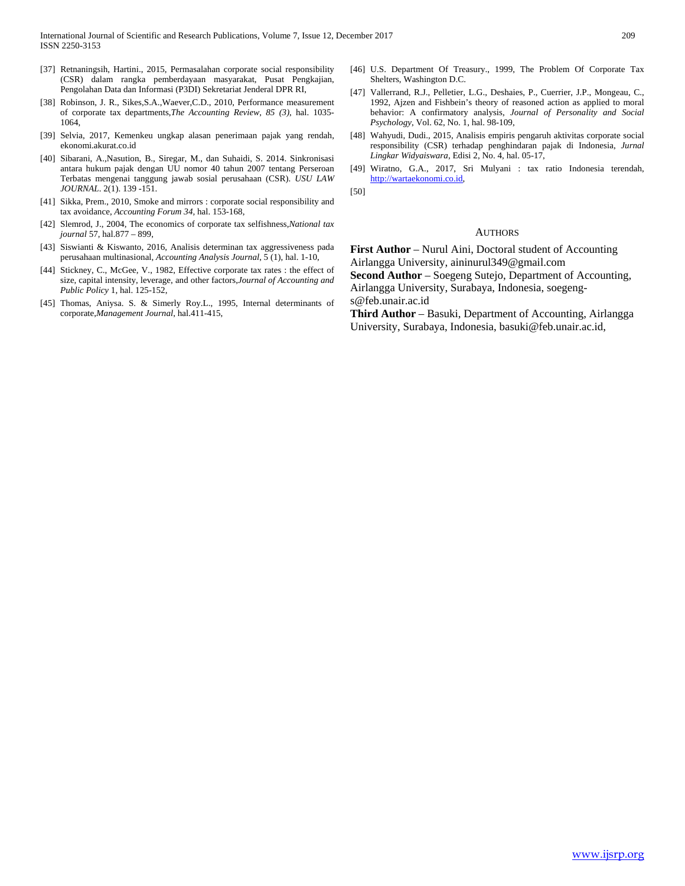[37] Retnaningsih, Hartini., 2015, Permasalahan corporate social responsibility (CSR) dalam rangka pemberdayaan masyarakat, Pusat Pengkajian, Pengolahan Data dan Informasi (P3DI) Sekretariat Jenderal DPR RI,

[38] Robinson, J. R., Sikes,S.A.,Waever,C.D., 2010, Performance measurement of corporate tax departments,*The Accounting Review, 85 (3)*, hal. 1035-1064,

[39] Selvia, 2017, Kemenkeu ungkap alasan penerimaan pajak yang rendah, ekonomi.akurat.co.id

[40] Sibarani, A.,Nasution, B., Siregar, M., dan Suhaidi, S. 2014. Sinkronisasi antara hukum pajak dengan UU nomor 40 tahun 2007 tentang Perseroan Terbatas mengenai tanggung jawab sosial perusahaan (CSR). *USU LAW JOURNAL*. 2(1). 139 -151.

[41] Sikka, Prem., 2010, Smoke and mirrors : corporate social responsibility and tax avoidance, *Accounting Forum 34*, hal. 153-168,

[42] Slemrod, J., 2004, The economics of corporate tax selfishness,*National tax journal* 57, hal.877 – 899,

[43] Siswianti & Kiswanto, 2016, Analisis determinan tax aggressiveness pada perusahaan multinasional, *Accounting Analysis Journal*, 5 (1), hal. 1-10,

[44] Stickney, C., McGee, V., 1982, Effective corporate tax rates : the effect of size, capital intensity, leverage, and other factors,*Journal of Accounting and Public Policy* 1, hal. 125-152,

[45] Thomas, Aniysa. S. & Simerly Roy.L., 1995, Internal determinants of corporate,*Management Journal*, hal.411-415,

[46] U.S. Department Of Treasury., 1999, The Problem Of Corporate Tax Shelters, Washington D.C.

[47] Vallerrand, R.J., Pelletier, L.G., Deshaies, P., Cuerrier, J.P., Mongeau, C., 1992, Ajzen and Fishbein's theory of reasoned action as applied to moral behavior: A confirmatory analysis, *Journal of Personality and Social Psychology*, Vol. 62, No. 1, hal. 98-109,

[48] Wahyudi, Dudi., 2015, Analisis empiris pengaruh aktivitas corporate social responsibility (CSR) terhadap penghindaran pajak di Indonesia, *Jurnal Lingkar Widyaiswara*, Edisi 2, No. 4, hal. 05-17,

[49] Wiratno, G.A., 2017, Sri Mulyani : tax ratio Indonesia terendah, http://wartaekonomi.co.id,

[50]

## AUTHORS

**First Author** – Nurul Aini, Doctoral student of Accounting Airlangga University, aininurul349@gmail.com

**Second Author** – Soegeng Sutejo, Department of Accounting, Airlangga University, Surabaya, Indonesia, soegeng-s@feb.unair.ac.id

**Third Author** – Basuki, Department of Accounting, Airlangga University, Surabaya, Indonesia, basuki@feb.unair.ac.id,